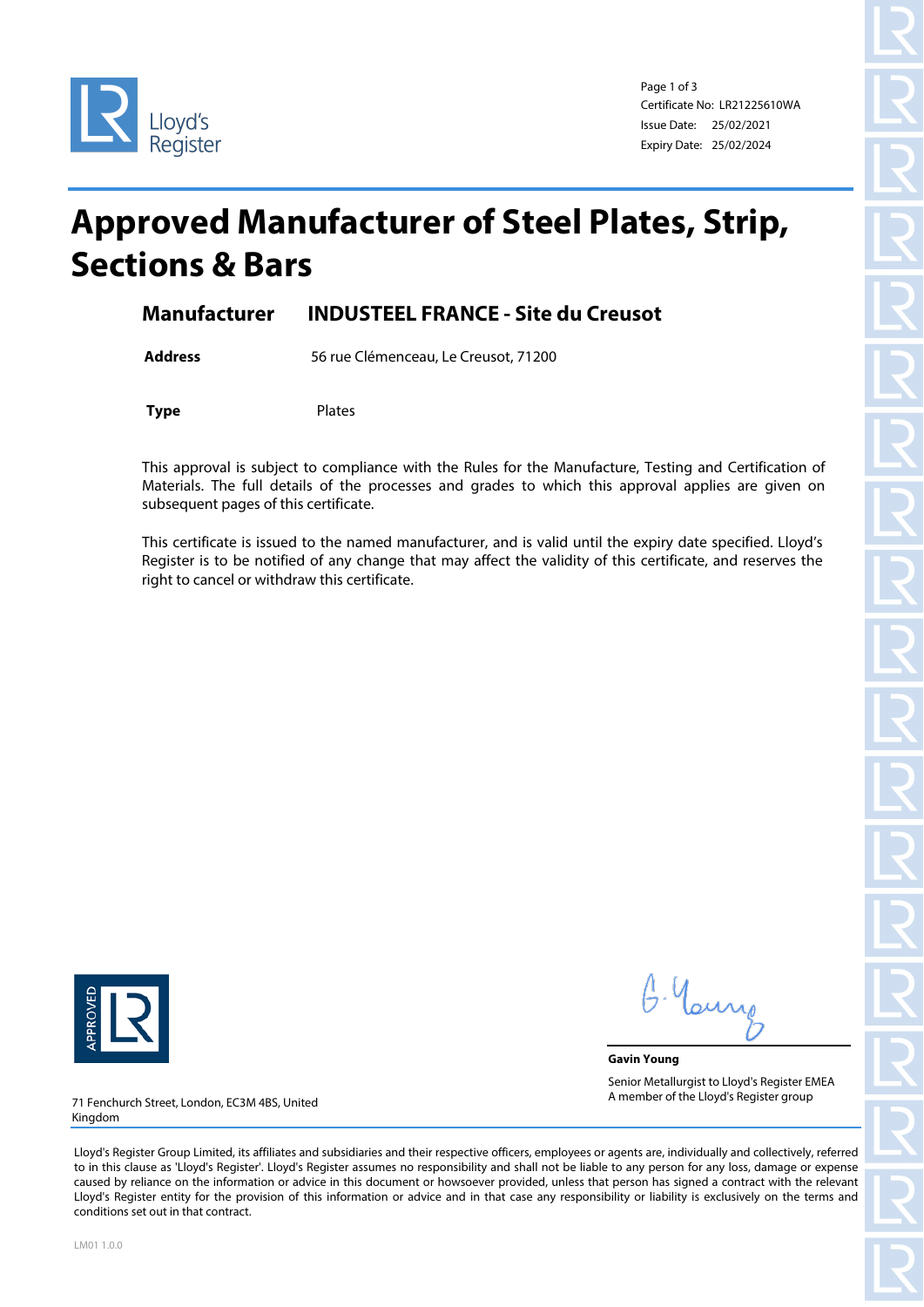Lloyd's Register

Certificate No: LR21225610WA
Issue Date: 25/02/2021
Expiry Date: 25/02/2024

# Approved Manufacturer of Steel Plates, Strip, Sections & Bars

**Manufacturer** **INDUSTEEL FRANCE - Site du Creusot**

**Address** 56 rue Clémenceau, Le Creusot, 71200

**Type** Plates

This approval is subject to compliance with the Rules for the Manufacture, Testing and Certification of Materials. The full details of the processes and grades to which this approval applies are given on subsequent pages of this certificate.

This certificate is issued to the named manufacturer, and is valid until the expiry date specified. Lloyd's Register is to be notified of any change that may affect the validity of this certificate, and reserves the right to cancel or withdraw this certificate.

APPROVED LR

G. Young

**Gavin Young**

Senior Metallurgist to Lloyd's Register EMEA
A member of the Lloyd's Register group

71 Fenchurch Street, London, EC3M 4BS, United Kingdom

Lloyd's Register Group Limited, its affiliates and subsidiaries and their respective officers, employees or agents are, individually and collectively, referred to in this clause as 'Lloyd's Register'. Lloyd's Register assumes no responsibility and shall not be liable to any person for any loss, damage or expense caused by reliance on the information or advice in this document or howsoever provided, unless that person has signed a contract with the relevant Lloyd's Register entity for the provision of this information or advice and in that case any responsibility or liability is exclusively on the terms and conditions set out in that contract.

LM01 1.0.0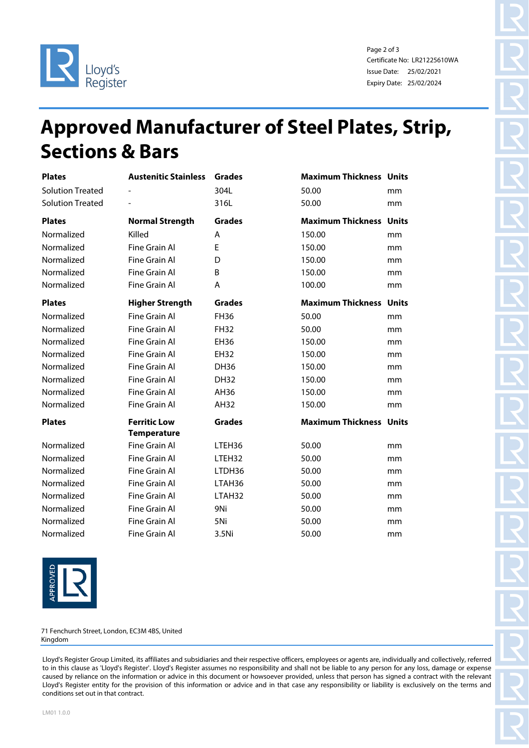Certificate No: LR21225610WA
Issue Date: 25/02/2021
Expiry Date: 25/02/2024

# Approved Manufacturer of Steel Plates, Strip, Sections & Bars

| Plates | Austenitic Stainless | Grades | Maximum Thickness | Units |
|---|---|---|---|---|
| Solution Treated | - | 304L | 50.00 | mm |
| Solution Treated | - | 316L | 50.00 | mm |

| Plates | Normal Strength | Grades | Maximum Thickness | Units |
|---|---|---|---|---|
| Normalized | Killed | A | 150.00 | mm |
| Normalized | Fine Grain Al | E | 150.00 | mm |
| Normalized | Fine Grain Al | D | 150.00 | mm |
| Normalized | Fine Grain Al | B | 150.00 | mm |
| Normalized | Fine Grain Al | A | 100.00 | mm |

| Plates | Higher Strength | Grades | Maximum Thickness | Units |
|---|---|---|---|---|
| Normalized | Fine Grain Al | FH36 | 50.00 | mm |
| Normalized | Fine Grain Al | FH32 | 50.00 | mm |
| Normalized | Fine Grain Al | EH36 | 150.00 | mm |
| Normalized | Fine Grain Al | EH32 | 150.00 | mm |
| Normalized | Fine Grain Al | DH36 | 150.00 | mm |
| Normalized | Fine Grain Al | DH32 | 150.00 | mm |
| Normalized | Fine Grain Al | AH36 | 150.00 | mm |
| Normalized | Fine Grain Al | AH32 | 150.00 | mm |

| Plates | Ferritic Low Temperature | Grades | Maximum Thickness | Units |
|---|---|---|---|---|
| Normalized | Fine Grain Al | LTEH36 | 50.00 | mm |
| Normalized | Fine Grain Al | LTEH32 | 50.00 | mm |
| Normalized | Fine Grain Al | LTDH36 | 50.00 | mm |
| Normalized | Fine Grain Al | LTAH36 | 50.00 | mm |
| Normalized | Fine Grain Al | LTAH32 | 50.00 | mm |
| Normalized | Fine Grain Al | 9Ni | 50.00 | mm |
| Normalized | Fine Grain Al | 5Ni | 50.00 | mm |
| Normalized | Fine Grain Al | 3.5Ni | 50.00 | mm |

71 Fenchurch Street, London, EC3M 4BS, United Kingdom

Lloyd's Register Group Limited, its affiliates and subsidiaries and their respective officers, employees or agents are, individually and collectively, referred to in this clause as 'Lloyd's Register'. Lloyd's Register assumes no responsibility and shall not be liable to any person for any loss, damage or expense caused by reliance on the information or advice in this document or howsoever provided, unless that person has signed a contract with the relevant Lloyd's Register entity for the provision of this information or advice and in that case any responsibility or liability is exclusively on the terms and conditions set out in that contract.

LM01 1.0.0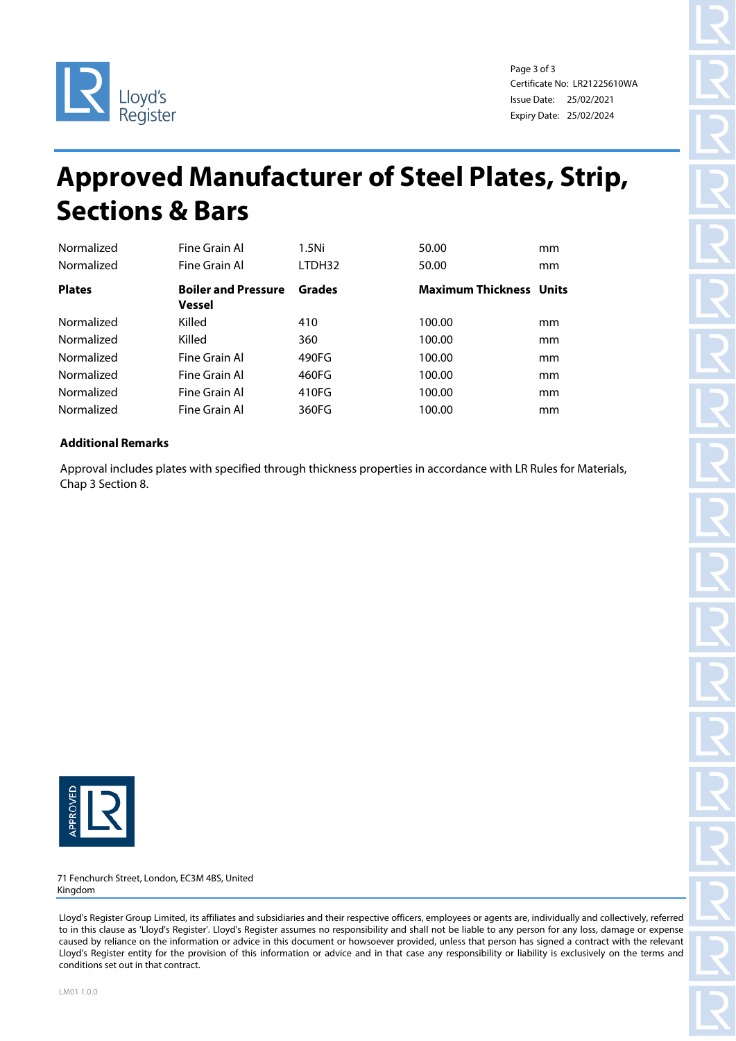Certificate No: LR21225610WA
Issue Date: 25/02/2021
Expiry Date: 25/02/2024

# Approved Manufacturer of Steel Plates, Strip, Sections & Bars

| | | | | |
|---|---|---|---|---|
| Normalized | Fine Grain Al | 1.5Ni | 50.00 | mm |
| Normalized | Fine Grain Al | LTDH32 | 50.00 | mm |
| **Plates** | **Boiler and Pressure Vessel** | **Grades** | **Maximum Thickness** | **Units** |
| Normalized | Killed | 410 | 100.00 | mm |
| Normalized | Killed | 360 | 100.00 | mm |
| Normalized | Fine Grain Al | 490FG | 100.00 | mm |
| Normalized | Fine Grain Al | 460FG | 100.00 | mm |
| Normalized | Fine Grain Al | 410FG | 100.00 | mm |
| Normalized | Fine Grain Al | 360FG | 100.00 | mm |

**Additional Remarks**

Approval includes plates with specified through thickness properties in accordance with LR Rules for Materials, Chap 3 Section 8.

71 Fenchurch Street, London, EC3M 4BS, United Kingdom

Lloyd's Register Group Limited, its affiliates and subsidiaries and their respective officers, employees or agents are, individually and collectively, referred to in this clause as 'Lloyd's Register'. Lloyd's Register assumes no responsibility and shall not be liable to any person for any loss, damage or expense caused by reliance on the information or advice in this document or howsoever provided, unless that person has signed a contract with the relevant Lloyd's Register entity for the provision of this information or advice and in that case any responsibility or liability is exclusively on the terms and conditions set out in that contract.

LM01 1.0.0